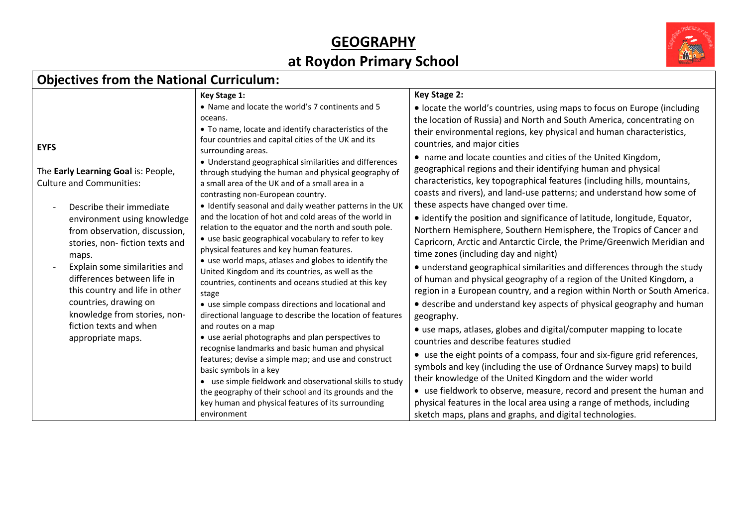# GEOGRAPHY

# at Roydon Primary School

## Objectives from the National Curriculum:

| EYFS | Key Stage 1: | Key Stage 2: |
|---|---|---|
| **EYFS**<br><br>The **Early Learning Goal** is: People, Culture and Communities:<br><br>- Describe their immediate environment using knowledge from observation, discussion, stories, non- fiction texts and maps.<br>- Explain some similarities and differences between life in this country and life in other countries, drawing on knowledge from stories, non-fiction texts and when appropriate maps. | **Key Stage 1:**<br>• Name and locate the world's 7 continents and 5 oceans.<br>• To name, locate and identify characteristics of the four countries and capital cities of the UK and its surrounding areas.<br>• Understand geographical similarities and differences through studying the human and physical geography of a small area of the UK and of a small area in a contrasting non-European country.<br>• Identify seasonal and daily weather patterns in the UK and the location of hot and cold areas of the world in relation to the equator and the north and south pole.<br>• use basic geographical vocabulary to refer to key physical features and key human features.<br>• use world maps, atlases and globes to identify the United Kingdom and its countries, as well as the countries, continents and oceans studied at this key stage<br>• use simple compass directions and locational and directional language to describe the location of features and routes on a map<br>• use aerial photographs and plan perspectives to recognise landmarks and basic human and physical features; devise a simple map; and use and construct basic symbols in a key<br>• use simple fieldwork and observational skills to study the geography of their school and its grounds and the key human and physical features of its surrounding environment | **Key Stage 2:**<br>• locate the world's countries, using maps to focus on Europe (including the location of Russia) and North and South America, concentrating on their environmental regions, key physical and human characteristics, countries, and major cities<br>• name and locate counties and cities of the United Kingdom, geographical regions and their identifying human and physical characteristics, key topographical features (including hills, mountains, coasts and rivers), and land-use patterns; and understand how some of these aspects have changed over time.<br>• identify the position and significance of latitude, longitude, Equator, Northern Hemisphere, Southern Hemisphere, the Tropics of Cancer and Capricorn, Arctic and Antarctic Circle, the Prime/Greenwich Meridian and time zones (including day and night)<br>• understand geographical similarities and differences through the study of human and physical geography of a region of the United Kingdom, a region in a European country, and a region within North or South America.<br>• describe and understand key aspects of physical geography and human geography.<br>• use maps, atlases, globes and digital/computer mapping to locate countries and describe features studied<br>• use the eight points of a compass, four and six-figure grid references, symbols and key (including the use of Ordnance Survey maps) to build their knowledge of the United Kingdom and the wider world<br>• use fieldwork to observe, measure, record and present the human and physical features in the local area using a range of methods, including sketch maps, plans and graphs, and digital technologies. |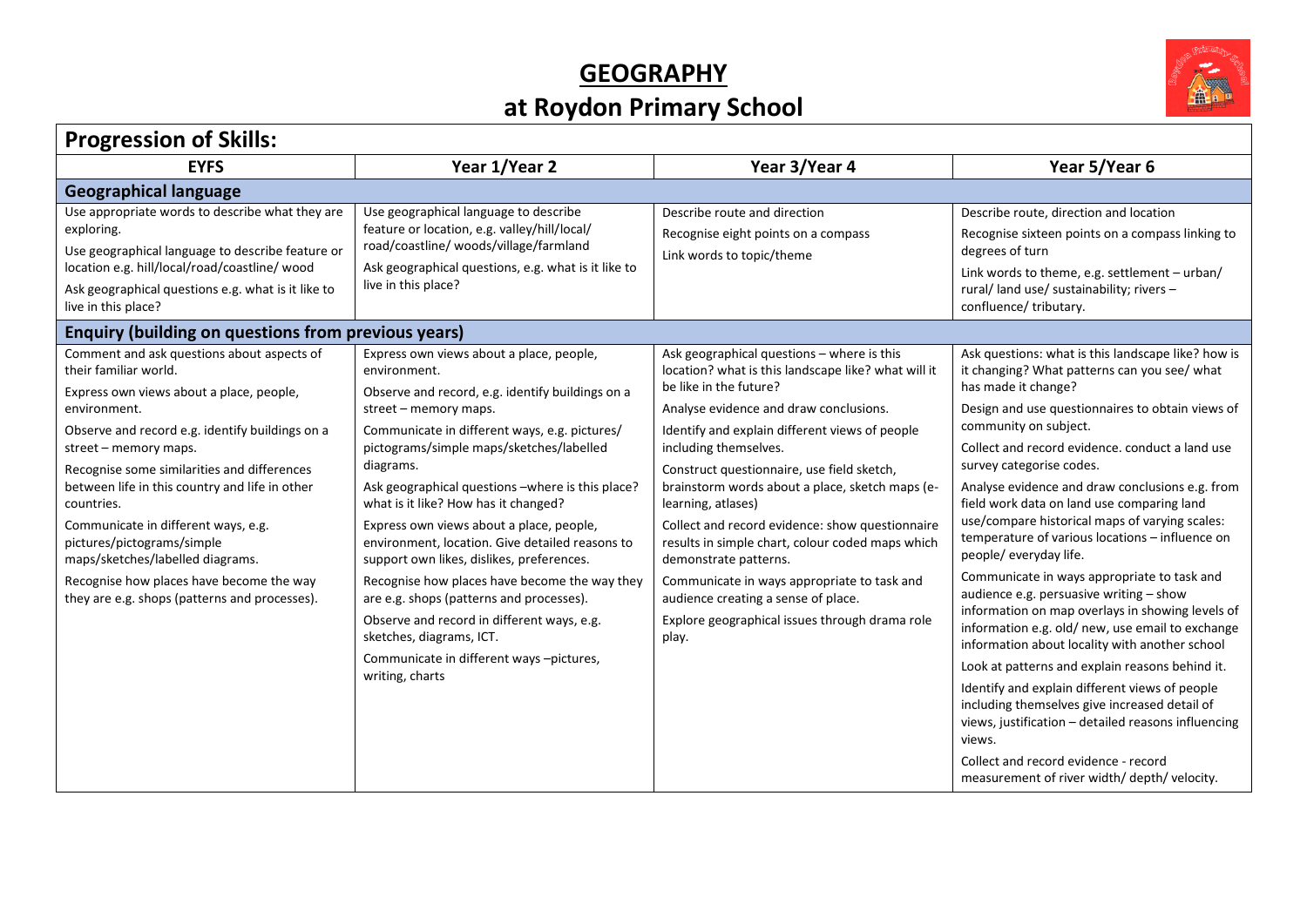# GEOGRAPHY

# at Roydon Primary School

## Progression of Skills:

| EYFS | Year 1/Year 2 | Year 3/Year 4 | Year 5/Year 6 |
|---|---|---|---|
| **Geographical language** | | | |
| Use appropriate words to describe what they are exploring.<br>Use geographical language to describe feature or location e.g. hill/local/road/coastline/ wood<br>Ask geographical questions e.g. what is it like to live in this place? | Use geographical language to describe feature or location, e.g. valley/hill/local/ road/coastline/ woods/village/farmland<br>Ask geographical questions, e.g. what is it like to live in this place? | Describe route and direction<br>Recognise eight points on a compass<br>Link words to topic/theme | Describe route, direction and location<br>Recognise sixteen points on a compass linking to degrees of turn<br>Link words to theme, e.g. settlement – urban/ rural/ land use/ sustainability; rivers – confluence/ tributary. |
| **Enquiry (building on questions from previous years)** | | | |
| Comment and ask questions about aspects of their familiar world.<br>Express own views about a place, people, environment.<br>Observe and record e.g. identify buildings on a street – memory maps.<br>Recognise some similarities and differences between life in this country and life in other countries.<br>Communicate in different ways, e.g. pictures/pictograms/simple maps/sketches/labelled diagrams.<br>Recognise how places have become the way they are e.g. shops (patterns and processes). | Express own views about a place, people, environment.<br>Observe and record, e.g. identify buildings on a street – memory maps.<br>Communicate in different ways, e.g. pictures/ pictograms/simple maps/sketches/labelled diagrams.<br>Ask geographical questions –where is this place? what is it like? How has it changed?<br>Express own views about a place, people, environment, location. Give detailed reasons to support own likes, dislikes, preferences.<br>Recognise how places have become the way they are e.g. shops (patterns and processes).<br>Observe and record in different ways, e.g. sketches, diagrams, ICT.<br>Communicate in different ways –pictures, writing, charts | Ask geographical questions – where is this location? what is this landscape like? what will it be like in the future?<br>Analyse evidence and draw conclusions.<br>Identify and explain different views of people including themselves.<br>Construct questionnaire, use field sketch, brainstorm words about a place, sketch maps (e-learning, atlases)<br>Collect and record evidence: show questionnaire results in simple chart, colour coded maps which demonstrate patterns.<br>Communicate in ways appropriate to task and audience creating a sense of place.<br>Explore geographical issues through drama role play. | Ask questions: what is this landscape like? how is it changing? What patterns can you see/ what has made it change?<br>Design and use questionnaires to obtain views of community on subject.<br>Collect and record evidence. conduct a land use survey categorise codes.<br>Analyse evidence and draw conclusions e.g. from field work data on land use comparing land use/compare historical maps of varying scales: temperature of various locations – influence on people/ everyday life.<br>Communicate in ways appropriate to task and audience e.g. persuasive writing – show information on map overlays in showing levels of information e.g. old/ new, use email to exchange information about locality with another school<br>Look at patterns and explain reasons behind it.<br>Identify and explain different views of people including themselves give increased detail of views, justification – detailed reasons influencing views.<br>Collect and record evidence - record measurement of river width/ depth/ velocity. |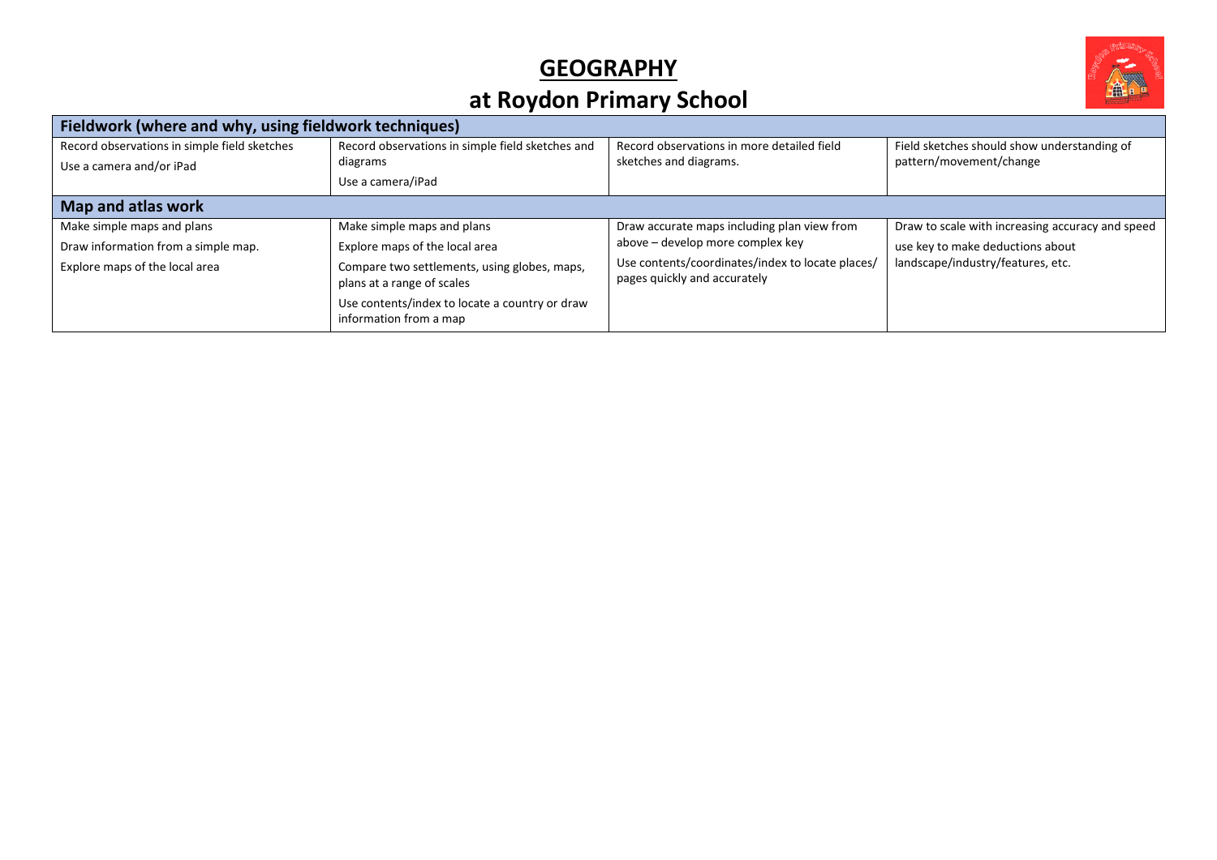# GEOGRAPHY

# at Roydon Primary School

| Fieldwork (where and why, using fieldwork techniques) | | | |
|---|---|---|---|
| Record observations in simple field sketches<br>Use a camera and/or iPad | Record observations in simple field sketches and diagrams<br>Use a camera/iPad | Record observations in more detailed field sketches and diagrams. | Field sketches should show understanding of pattern/movement/change |
| **Map and atlas work** | | | |
| Make simple maps and plans<br>Draw information from a simple map.<br>Explore maps of the local area | Make simple maps and plans<br>Explore maps of the local area<br>Compare two settlements, using globes, maps, plans at a range of scales<br>Use contents/index to locate a country or draw information from a map | Draw accurate maps including plan view from above – develop more complex key<br>Use contents/coordinates/index to locate places/ pages quickly and accurately | Draw to scale with increasing accuracy and speed<br>use key to make deductions about landscape/industry/features, etc. |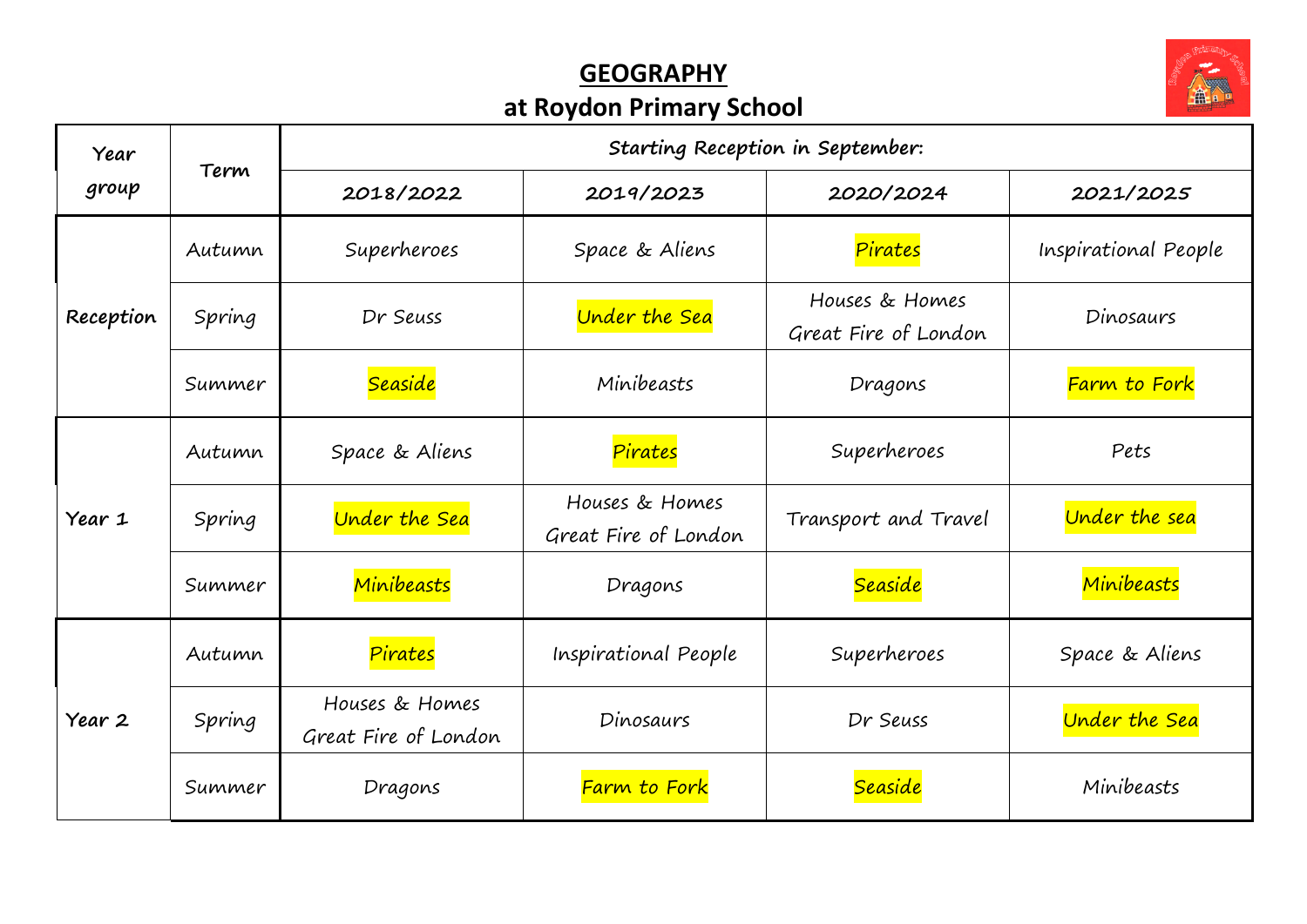# GEOGRAPHY

## at Roydon Primary School

| Year group | Term | Starting Reception in September: | | | |
|---|---|---|---|---|---|
| | | 2018/2022 | 2019/2023 | 2020/2024 | 2021/2025 |
| **Reception** | Autumn | Superheroes | Space & Aliens | Pirates | Inspirational People |
| | Spring | Dr Seuss | Under the Sea | Houses & Homes Great Fire of London | Dinosaurs |
| | Summer | Seaside | Minibeasts | Dragons | Farm to Fork |
| **Year 1** | Autumn | Space & Aliens | Pirates | Superheroes | Pets |
| | Spring | Under the Sea | Houses & Homes Great Fire of London | Transport and Travel | Under the sea |
| | Summer | Minibeasts | Dragons | Seaside | Minibeasts |
| **Year 2** | Autumn | Pirates | Inspirational People | Superheroes | Space & Aliens |
| | Spring | Houses & Homes Great Fire of London | Dinosaurs | Dr Seuss | Under the Sea |
| | Summer | Dragons | Farm to Fork | Seaside | Minibeasts |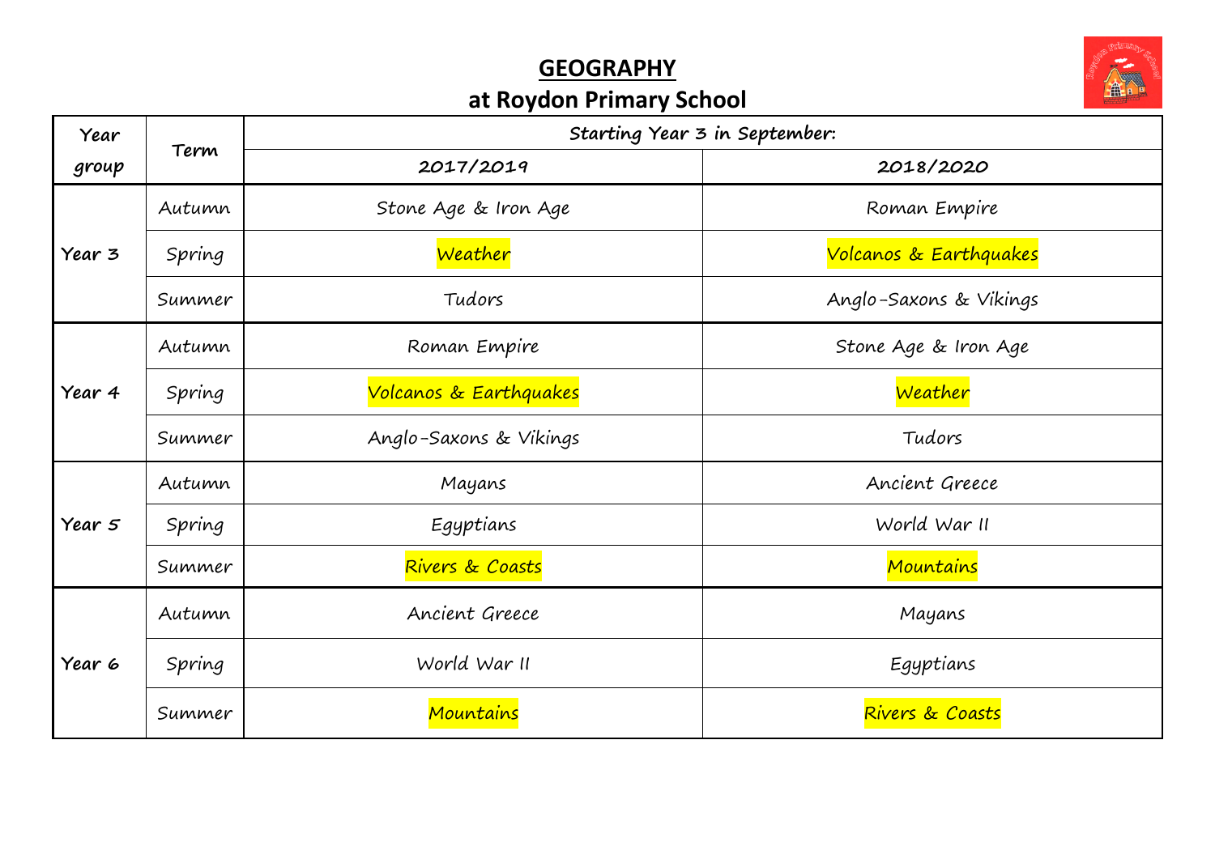# GEOGRAPHY

## at Roydon Primary School

| Year group | Term | Starting Year 3 in September: | |
|---|---|---|---|
| | | 2017/2019 | 2018/2020 |
| Year 3 | Autumn | Stone Age & Iron Age | Roman Empire |
| | Spring | Weather | Volcanos & Earthquakes |
| | Summer | Tudors | Anglo-Saxons & Vikings |
| Year 4 | Autumn | Roman Empire | Stone Age & Iron Age |
| | Spring | Volcanos & Earthquakes | Weather |
| | Summer | Anglo-Saxons & Vikings | Tudors |
| Year 5 | Autumn | Mayans | Ancient Greece |
| | Spring | Egyptians | World War II |
| | Summer | Rivers & Coasts | Mountains |
| Year 6 | Autumn | Ancient Greece | Mayans |
| | Spring | World War II | Egyptians |
| | Summer | Mountains | Rivers & Coasts |